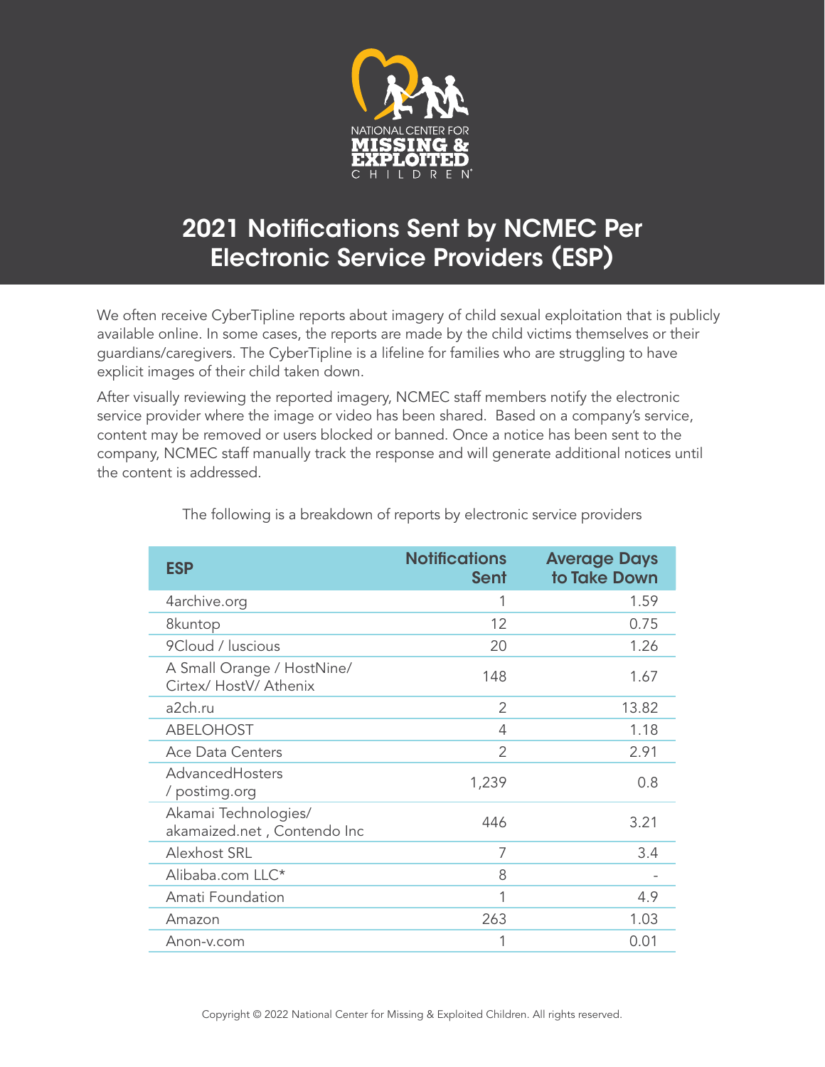NATIONAL CENTER FOR
MISSING & EXPLOITED
CHILDREN

# 2021 Notifications Sent by NCMEC Per Electronic Service Providers (ESP)

We often receive CyberTipline reports about imagery of child sexual exploitation that is publicly available online. In some cases, the reports are made by the child victims themselves or their guardians/caregivers. The CyberTipline is a lifeline for families who are struggling to have explicit images of their child taken down.

After visually reviewing the reported imagery, NCMEC staff members notify the electronic service provider where the image or video has been shared. Based on a company's service, content may be removed or users blocked or banned. Once a notice has been sent to the company, NCMEC staff manually track the response and will generate additional notices until the content is addressed.

The following is a breakdown of reports by electronic service providers

| ESP | Notifications Sent | Average Days to Take Down |
|---|---:|---:|
| 4archive.org | 1 | 1.59 |
| 8kuntop | 12 | 0.75 |
| 9Cloud / luscious | 20 | 1.26 |
| A Small Orange / HostNine/ Cirtex/ HostV/ Athenix | 148 | 1.67 |
| a2ch.ru | 2 | 13.82 |
| ABELOHOST | 4 | 1.18 |
| Ace Data Centers | 2 | 2.91 |
| AdvancedHosters / postimg.org | 1,239 | 0.8 |
| Akamai Technologies/ akamaized.net , Contendo Inc | 446 | 3.21 |
| Alexhost SRL | 7 | 3.4 |
| Alibaba.com LLC* | 8 | - |
| Amati Foundation | 1 | 4.9 |
| Amazon | 263 | 1.03 |
| Anon-v.com | 1 | 0.01 |

Copyright © 2022 National Center for Missing & Exploited Children. All rights reserved.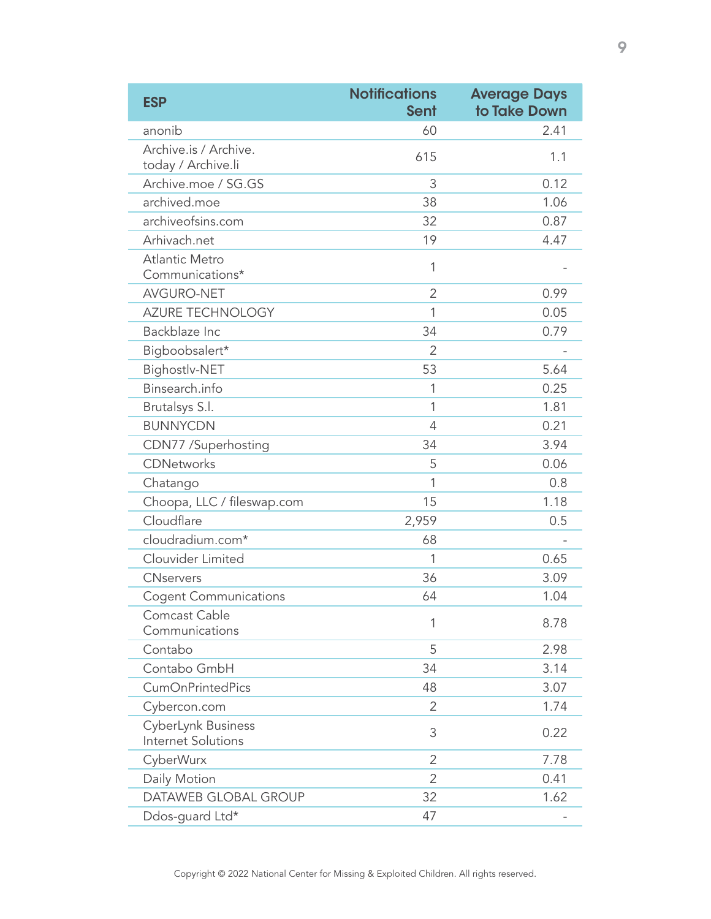| ESP | Notifications Sent | Average Days to Take Down |
|---|---|---|
| anonib | 60 | 2.41 |
| Archive.is / Archive.today / Archive.li | 615 | 1.1 |
| Archive.moe / SG.GS | 3 | 0.12 |
| archived.moe | 38 | 1.06 |
| archiveofsins.com | 32 | 0.87 |
| Arhivach.net | 19 | 4.47 |
| Atlantic Metro Communications* | 1 | - |
| AVGURO-NET | 2 | 0.99 |
| AZURE TECHNOLOGY | 1 | 0.05 |
| Backblaze Inc | 34 | 0.79 |
| Bigboobsalert* | 2 | - |
| Bighostlv-NET | 53 | 5.64 |
| Binsearch.info | 1 | 0.25 |
| Brutalsys S.l. | 1 | 1.81 |
| BUNNYCDN | 4 | 0.21 |
| CDN77 /Superhosting | 34 | 3.94 |
| CDNetworks | 5 | 0.06 |
| Chatango | 1 | 0.8 |
| Choopa, LLC / fileswap.com | 15 | 1.18 |
| Cloudflare | 2,959 | 0.5 |
| cloudradium.com* | 68 | - |
| Clouvider Limited | 1 | 0.65 |
| CNservers | 36 | 3.09 |
| Cogent Communications | 64 | 1.04 |
| Comcast Cable Communications | 1 | 8.78 |
| Contabo | 5 | 2.98 |
| Contabo GmbH | 34 | 3.14 |
| CumOnPrintedPics | 48 | 3.07 |
| Cybercon.com | 2 | 1.74 |
| CyberLynk Business Internet Solutions | 3 | 0.22 |
| CyberWurx | 2 | 7.78 |
| Daily Motion | 2 | 0.41 |
| DATAWEB GLOBAL GROUP | 32 | 1.62 |
| Ddos-guard Ltd* | 47 | - |

Copyright © 2022 National Center for Missing & Exploited Children. All rights reserved.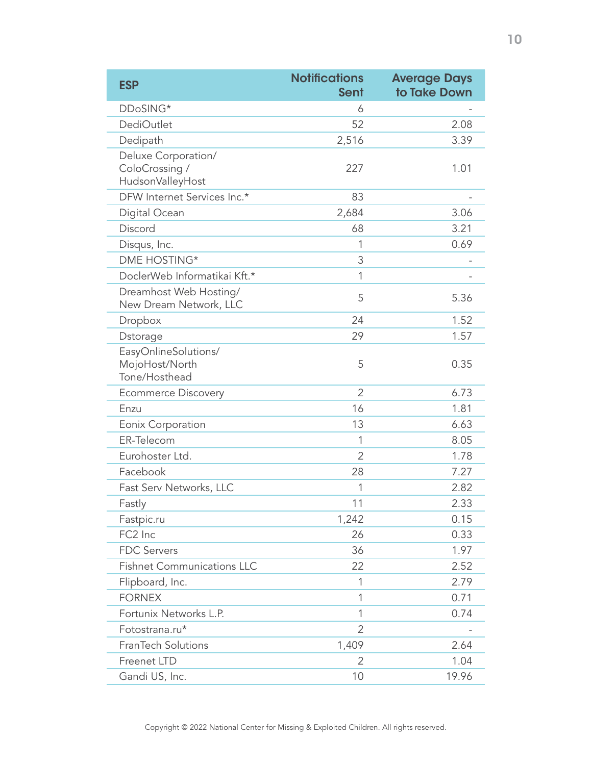| ESP | Notifications Sent | Average Days to Take Down |
| --- | --- | --- |
| DDoSING* | 6 | - |
| DediOutlet | 52 | 2.08 |
| Dedipath | 2,516 | 3.39 |
| Deluxe Corporation/ ColoCrossing / HudsonValleyHost | 227 | 1.01 |
| DFW Internet Services Inc.* | 83 | - |
| Digital Ocean | 2,684 | 3.06 |
| Discord | 68 | 3.21 |
| Disqus, Inc. | 1 | 0.69 |
| DME HOSTING* | 3 | - |
| DoclerWeb Informatikai Kft.* | 1 | - |
| Dreamhost Web Hosting/ New Dream Network, LLC | 5 | 5.36 |
| Dropbox | 24 | 1.52 |
| Dstorage | 29 | 1.57 |
| EasyOnlineSolutions/ MojoHost/North Tone/Hosthead | 5 | 0.35 |
| Ecommerce Discovery | 2 | 6.73 |
| Enzu | 16 | 1.81 |
| Eonix Corporation | 13 | 6.63 |
| ER-Telecom | 1 | 8.05 |
| Eurohoster Ltd. | 2 | 1.78 |
| Facebook | 28 | 7.27 |
| Fast Serv Networks, LLC | 1 | 2.82 |
| Fastly | 11 | 2.33 |
| Fastpic.ru | 1,242 | 0.15 |
| FC2 Inc | 26 | 0.33 |
| FDC Servers | 36 | 1.97 |
| Fishnet Communications LLC | 22 | 2.52 |
| Flipboard, Inc. | 1 | 2.79 |
| FORNEX | 1 | 0.71 |
| Fortunix Networks L.P. | 1 | 0.74 |
| Fotostrana.ru* | 2 | - |
| FranTech Solutions | 1,409 | 2.64 |
| Freenet LTD | 2 | 1.04 |
| Gandi US, Inc. | 10 | 19.96 |

Copyright © 2022 National Center for Missing & Exploited Children. All rights reserved.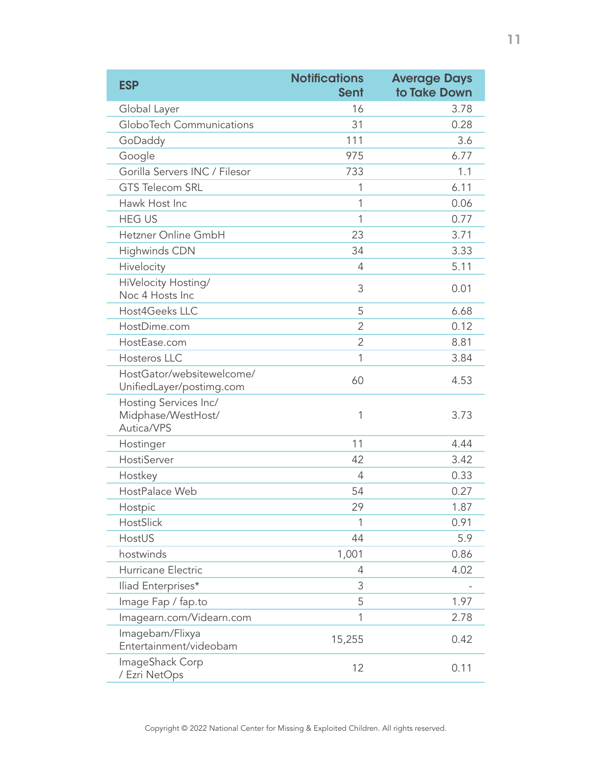| ESP | Notifications Sent | Average Days to Take Down |
|---|---|---|
| Global Layer | 16 | 3.78 |
| GloboTech Communications | 31 | 0.28 |
| GoDaddy | 111 | 3.6 |
| Google | 975 | 6.77 |
| Gorilla Servers INC / Filesor | 733 | 1.1 |
| GTS Telecom SRL | 1 | 6.11 |
| Hawk Host Inc | 1 | 0.06 |
| HEG US | 1 | 0.77 |
| Hetzner Online GmbH | 23 | 3.71 |
| Highwinds CDN | 34 | 3.33 |
| Hivelocity | 4 | 5.11 |
| HiVelocity Hosting/ Noc 4 Hosts Inc | 3 | 0.01 |
| Host4Geeks LLC | 5 | 6.68 |
| HostDime.com | 2 | 0.12 |
| HostEase.com | 2 | 8.81 |
| Hosteros LLC | 1 | 3.84 |
| HostGator/websitewelcome/ UnifiedLayer/postimg.com | 60 | 4.53 |
| Hosting Services Inc/ Midphase/WestHost/ Autica/VPS | 1 | 3.73 |
| Hostinger | 11 | 4.44 |
| HostiServer | 42 | 3.42 |
| Hostkey | 4 | 0.33 |
| HostPalace Web | 54 | 0.27 |
| Hostpic | 29 | 1.87 |
| HostSlick | 1 | 0.91 |
| HostUS | 44 | 5.9 |
| hostwinds | 1,001 | 0.86 |
| Hurricane Electric | 4 | 4.02 |
| Iliad Enterprises* | 3 | - |
| Image Fap / fap.to | 5 | 1.97 |
| Imagearn.com/Videarn.com | 1 | 2.78 |
| Imagebam/Flixya Entertainment/videobam | 15,255 | 0.42 |
| ImageShack Corp / Ezri NetOps | 12 | 0.11 |

Copyright © 2022 National Center for Missing & Exploited Children. All rights reserved.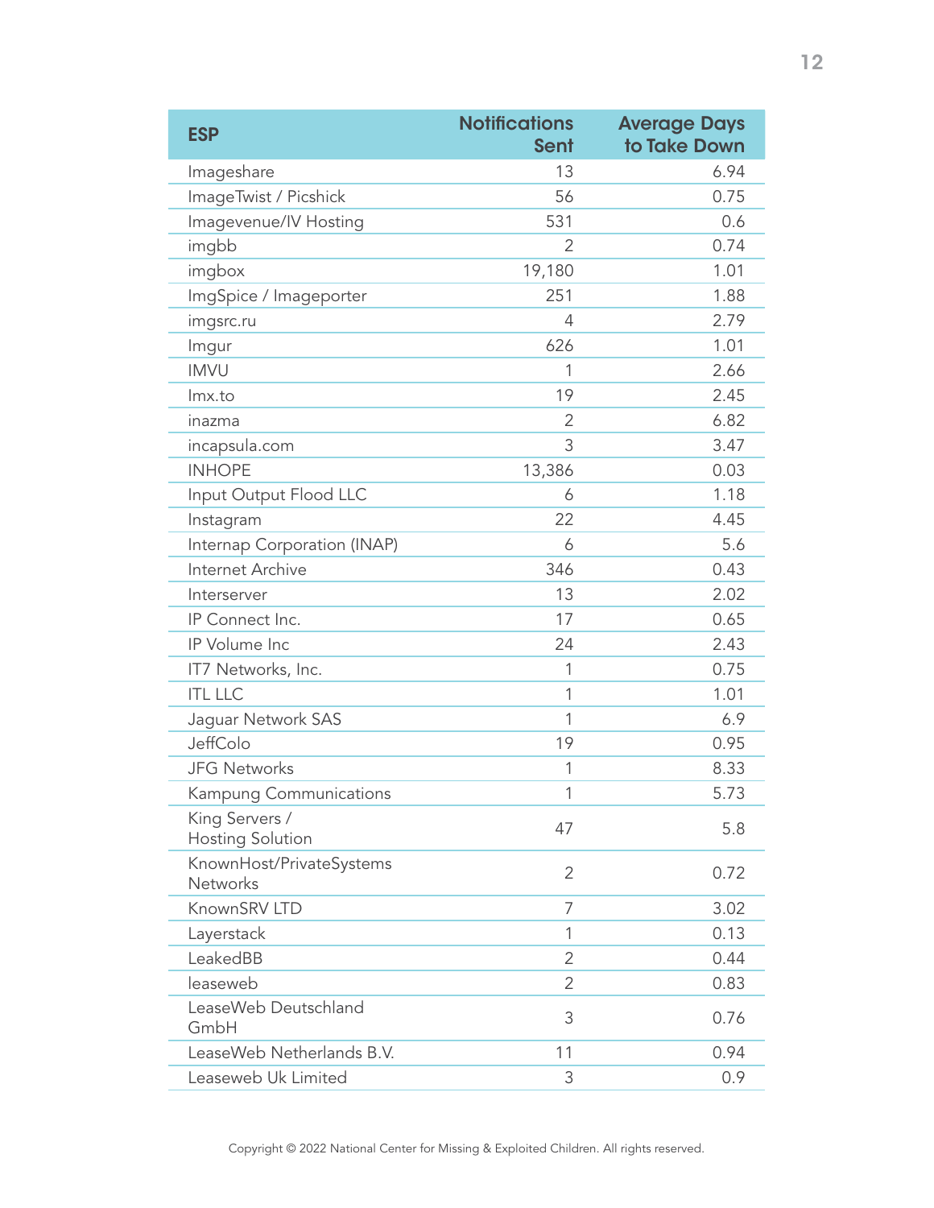| ESP | Notifications Sent | Average Days to Take Down |
|---|---|---|
| Imageshare | 13 | 6.94 |
| ImageTwist / Picshick | 56 | 0.75 |
| Imagevenue/IV Hosting | 531 | 0.6 |
| imgbb | 2 | 0.74 |
| imgbox | 19,180 | 1.01 |
| ImgSpice / Imageporter | 251 | 1.88 |
| imgsrc.ru | 4 | 2.79 |
| Imgur | 626 | 1.01 |
| IMVU | 1 | 2.66 |
| Imx.to | 19 | 2.45 |
| inazma | 2 | 6.82 |
| incapsula.com | 3 | 3.47 |
| INHOPE | 13,386 | 0.03 |
| Input Output Flood LLC | 6 | 1.18 |
| Instagram | 22 | 4.45 |
| Internap Corporation (INAP) | 6 | 5.6 |
| Internet Archive | 346 | 0.43 |
| Interserver | 13 | 2.02 |
| IP Connect Inc. | 17 | 0.65 |
| IP Volume Inc | 24 | 2.43 |
| IT7 Networks, Inc. | 1 | 0.75 |
| ITL LLC | 1 | 1.01 |
| Jaguar Network SAS | 1 | 6.9 |
| JeffColo | 19 | 0.95 |
| JFG Networks | 1 | 8.33 |
| Kampung Communications | 1 | 5.73 |
| King Servers / Hosting Solution | 47 | 5.8 |
| KnownHost/PrivateSystems Networks | 2 | 0.72 |
| KnownSRV LTD | 7 | 3.02 |
| Layerstack | 1 | 0.13 |
| LeakedBB | 2 | 0.44 |
| leaseweb | 2 | 0.83 |
| LeaseWeb Deutschland GmbH | 3 | 0.76 |
| LeaseWeb Netherlands B.V. | 11 | 0.94 |
| Leaseweb Uk Limited | 3 | 0.9 |

Copyright © 2022 National Center for Missing & Exploited Children. All rights reserved.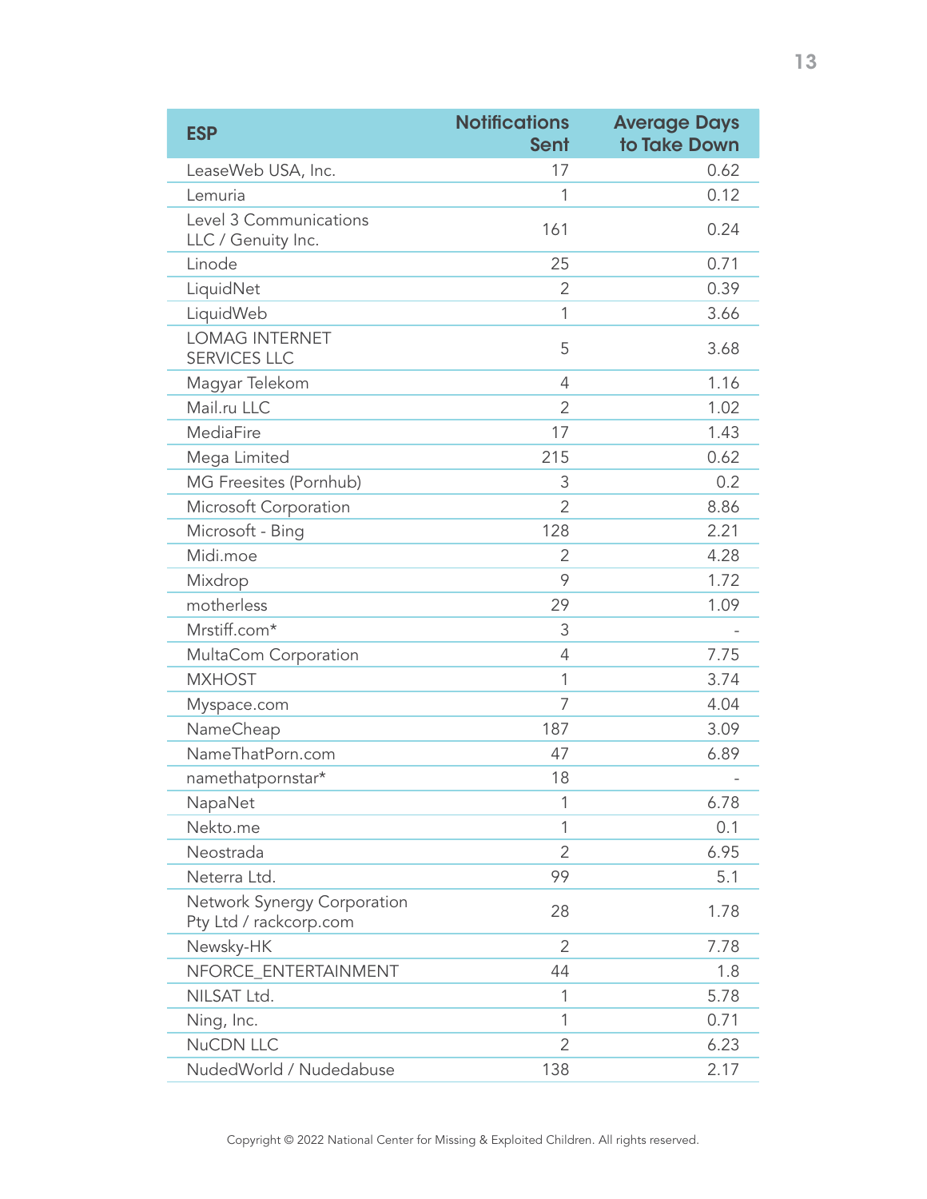| ESP | Notifications Sent | Average Days to Take Down |
| --- | --- | --- |
| LeaseWeb USA, Inc. | 17 | 0.62 |
| Lemuria | 1 | 0.12 |
| Level 3 Communications LLC / Genuity Inc. | 161 | 0.24 |
| Linode | 25 | 0.71 |
| LiquidNet | 2 | 0.39 |
| LiquidWeb | 1 | 3.66 |
| LOMAG INTERNET SERVICES LLC | 5 | 3.68 |
| Magyar Telekom | 4 | 1.16 |
| Mail.ru LLC | 2 | 1.02 |
| MediaFire | 17 | 1.43 |
| Mega Limited | 215 | 0.62 |
| MG Freesites (Pornhub) | 3 | 0.2 |
| Microsoft Corporation | 2 | 8.86 |
| Microsoft - Bing | 128 | 2.21 |
| Midi.moe | 2 | 4.28 |
| Mixdrop | 9 | 1.72 |
| motherless | 29 | 1.09 |
| Mrstiff.com* | 3 | - |
| MultaCom Corporation | 4 | 7.75 |
| MXHOST | 1 | 3.74 |
| Myspace.com | 7 | 4.04 |
| NameCheap | 187 | 3.09 |
| NameThatPorn.com | 47 | 6.89 |
| namethatpornstar* | 18 | - |
| NapaNet | 1 | 6.78 |
| Nekto.me | 1 | 0.1 |
| Neostrada | 2 | 6.95 |
| Neterra Ltd. | 99 | 5.1 |
| Network Synergy Corporation Pty Ltd / rackcorp.com | 28 | 1.78 |
| Newsky-HK | 2 | 7.78 |
| NFORCE_ENTERTAINMENT | 44 | 1.8 |
| NILSAT Ltd. | 1 | 5.78 |
| Ning, Inc. | 1 | 0.71 |
| NuCDN LLC | 2 | 6.23 |
| NudedWorld / Nudedabuse | 138 | 2.17 |

Copyright © 2022 National Center for Missing & Exploited Children. All rights reserved.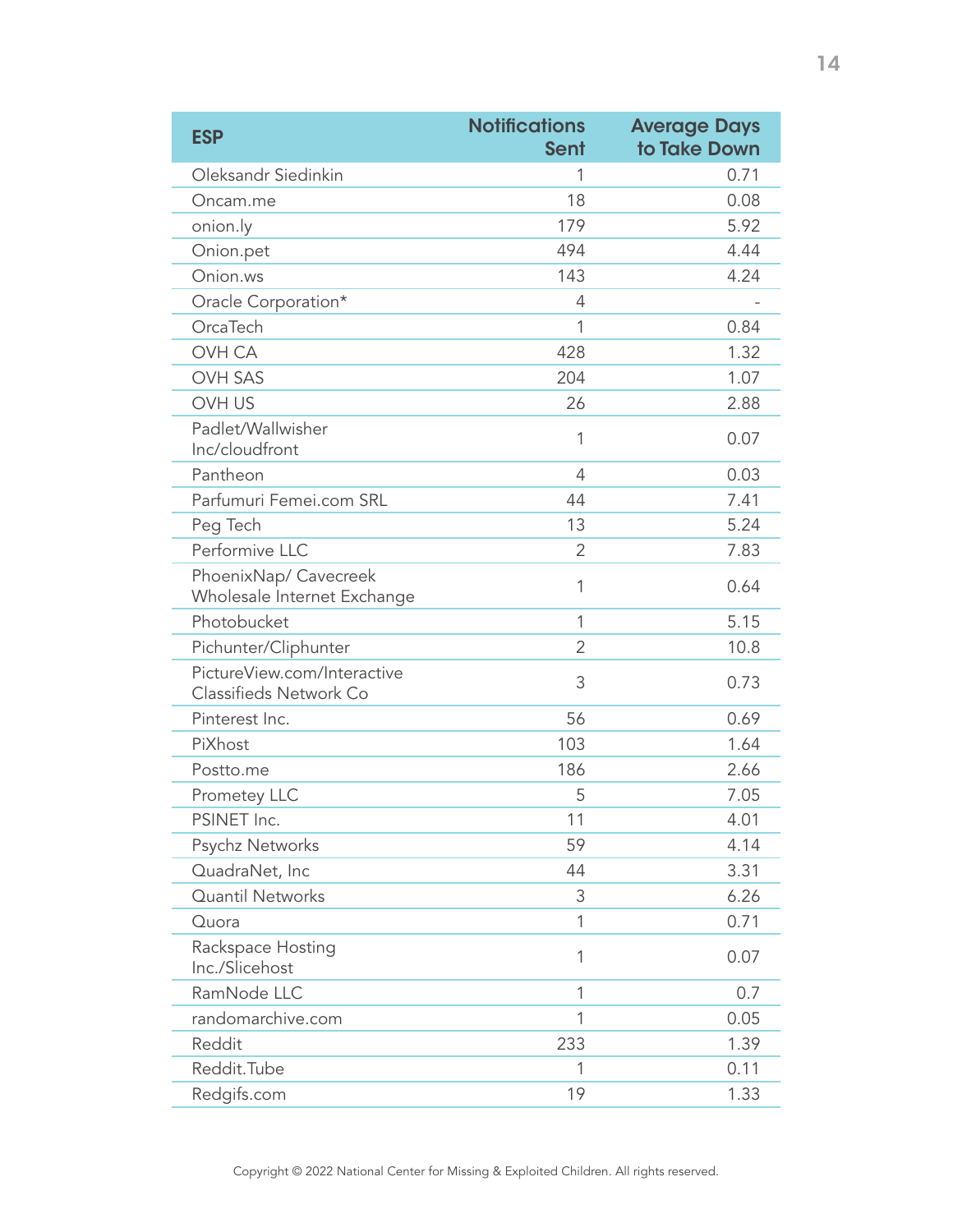| ESP | Notifications Sent | Average Days to Take Down |
|---|---|---|
| Oleksandr Siedinkin | 1 | 0.71 |
| Oncam.me | 18 | 0.08 |
| onion.ly | 179 | 5.92 |
| Onion.pet | 494 | 4.44 |
| Onion.ws | 143 | 4.24 |
| Oracle Corporation* | 4 | - |
| OrcaTech | 1 | 0.84 |
| OVH CA | 428 | 1.32 |
| OVH SAS | 204 | 1.07 |
| OVH US | 26 | 2.88 |
| Padlet/Wallwisher Inc/cloudfront | 1 | 0.07 |
| Pantheon | 4 | 0.03 |
| Parfumuri Femei.com SRL | 44 | 7.41 |
| Peg Tech | 13 | 5.24 |
| Performive LLC | 2 | 7.83 |
| PhoenixNap/ Cavecreek Wholesale Internet Exchange | 1 | 0.64 |
| Photobucket | 1 | 5.15 |
| Pichunter/Cliphunter | 2 | 10.8 |
| PictureView.com/Interactive Classifieds Network Co | 3 | 0.73 |
| Pinterest Inc. | 56 | 0.69 |
| PiXhost | 103 | 1.64 |
| Postto.me | 186 | 2.66 |
| Prometey LLC | 5 | 7.05 |
| PSINET Inc. | 11 | 4.01 |
| Psychz Networks | 59 | 4.14 |
| QuadraNet, Inc | 44 | 3.31 |
| Quantil Networks | 3 | 6.26 |
| Quora | 1 | 0.71 |
| Rackspace Hosting Inc./Slicehost | 1 | 0.07 |
| RamNode LLC | 1 | 0.7 |
| randomarchive.com | 1 | 0.05 |
| Reddit | 233 | 1.39 |
| Reddit.Tube | 1 | 0.11 |
| Redgifs.com | 19 | 1.33 |

Copyright © 2022 National Center for Missing & Exploited Children. All rights reserved.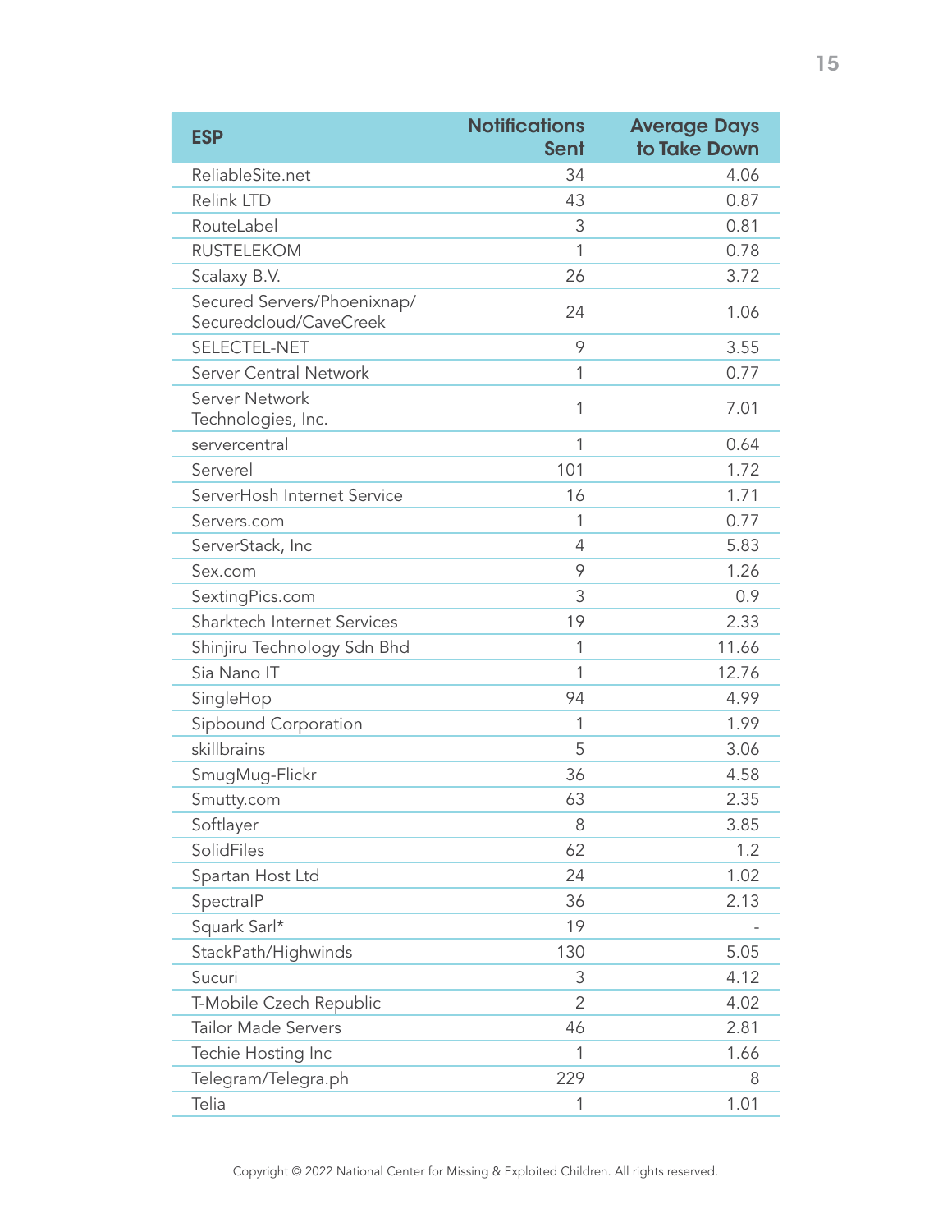| ESP | Notifications Sent | Average Days to Take Down |
|---|---|---|
| ReliableSite.net | 34 | 4.06 |
| Relink LTD | 43 | 0.87 |
| RouteLabel | 3 | 0.81 |
| RUSTELEKOM | 1 | 0.78 |
| Scalaxy B.V. | 26 | 3.72 |
| Secured Servers/Phoenixnap/ Securedcloud/CaveCreek | 24 | 1.06 |
| SELECTEL-NET | 9 | 3.55 |
| Server Central Network | 1 | 0.77 |
| Server Network Technologies, Inc. | 1 | 7.01 |
| servercentral | 1 | 0.64 |
| Serverel | 101 | 1.72 |
| ServerHosh Internet Service | 16 | 1.71 |
| Servers.com | 1 | 0.77 |
| ServerStack, Inc | 4 | 5.83 |
| Sex.com | 9 | 1.26 |
| SextingPics.com | 3 | 0.9 |
| Sharktech Internet Services | 19 | 2.33 |
| Shinjiru Technology Sdn Bhd | 1 | 11.66 |
| Sia Nano IT | 1 | 12.76 |
| SingleHop | 94 | 4.99 |
| Sipbound Corporation | 1 | 1.99 |
| skillbrains | 5 | 3.06 |
| SmugMug-Flickr | 36 | 4.58 |
| Smutty.com | 63 | 2.35 |
| Softlayer | 8 | 3.85 |
| SolidFiles | 62 | 1.2 |
| Spartan Host Ltd | 24 | 1.02 |
| SpectraIP | 36 | 2.13 |
| Squark Sarl* | 19 | - |
| StackPath/Highwinds | 130 | 5.05 |
| Sucuri | 3 | 4.12 |
| T-Mobile Czech Republic | 2 | 4.02 |
| Tailor Made Servers | 46 | 2.81 |
| Techie Hosting Inc | 1 | 1.66 |
| Telegram/Telegra.ph | 229 | 8 |
| Telia | 1 | 1.01 |

Copyright © 2022 National Center for Missing & Exploited Children. All rights reserved.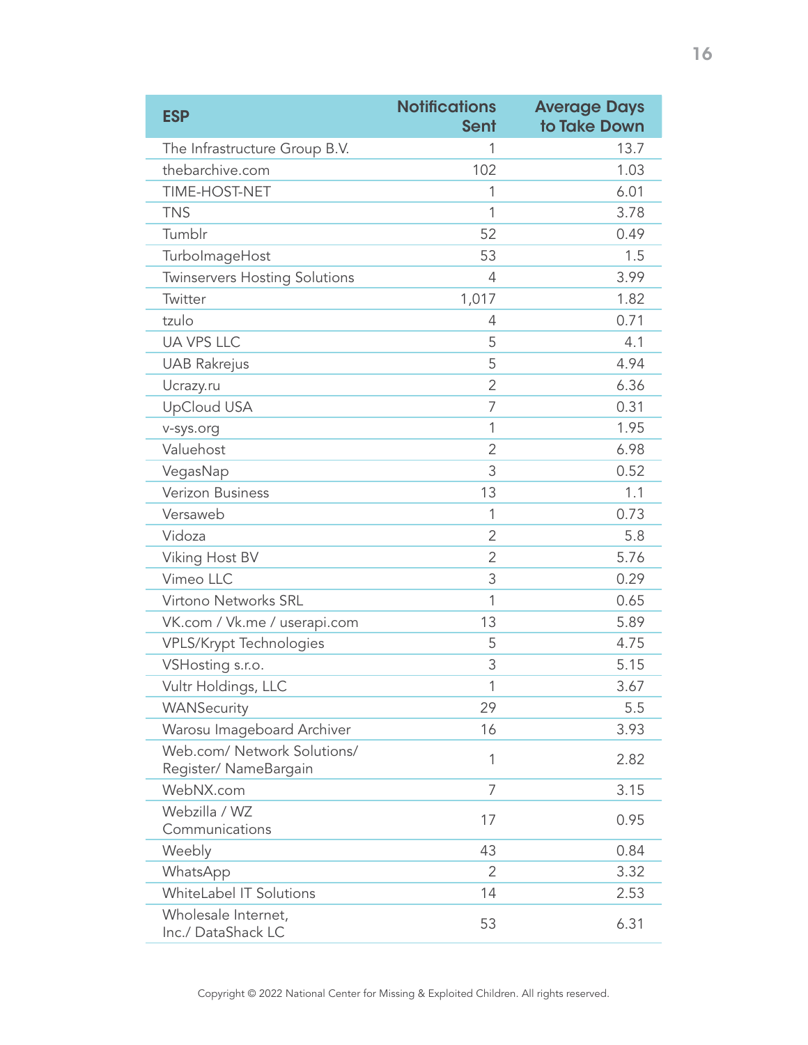| ESP | Notifications Sent | Average Days to Take Down |
|---|---|---|
| The Infrastructure Group B.V. | 1 | 13.7 |
| thebarchive.com | 102 | 1.03 |
| TIME-HOST-NET | 1 | 6.01 |
| TNS | 1 | 3.78 |
| Tumblr | 52 | 0.49 |
| TurboImageHost | 53 | 1.5 |
| Twinservers Hosting Solutions | 4 | 3.99 |
| Twitter | 1,017 | 1.82 |
| tzulo | 4 | 0.71 |
| UA VPS LLC | 5 | 4.1 |
| UAB Rakrejus | 5 | 4.94 |
| Ucrazy.ru | 2 | 6.36 |
| UpCloud USA | 7 | 0.31 |
| v-sys.org | 1 | 1.95 |
| Valuehost | 2 | 6.98 |
| VegasNap | 3 | 0.52 |
| Verizon Business | 13 | 1.1 |
| Versaweb | 1 | 0.73 |
| Vidoza | 2 | 5.8 |
| Viking Host BV | 2 | 5.76 |
| Vimeo LLC | 3 | 0.29 |
| Virtono Networks SRL | 1 | 0.65 |
| VK.com / Vk.me / userapi.com | 13 | 5.89 |
| VPLS/Krypt Technologies | 5 | 4.75 |
| VSHosting s.r.o. | 3 | 5.15 |
| Vultr Holdings, LLC | 1 | 3.67 |
| WANSecurity | 29 | 5.5 |
| Warosu Imageboard Archiver | 16 | 3.93 |
| Web.com/ Network Solutions/ Register/ NameBargain | 1 | 2.82 |
| WebNX.com | 7 | 3.15 |
| Webzilla / WZ Communications | 17 | 0.95 |
| Weebly | 43 | 0.84 |
| WhatsApp | 2 | 3.32 |
| WhiteLabel IT Solutions | 14 | 2.53 |
| Wholesale Internet, Inc./ DataShack LC | 53 | 6.31 |

Copyright © 2022 National Center for Missing & Exploited Children. All rights reserved.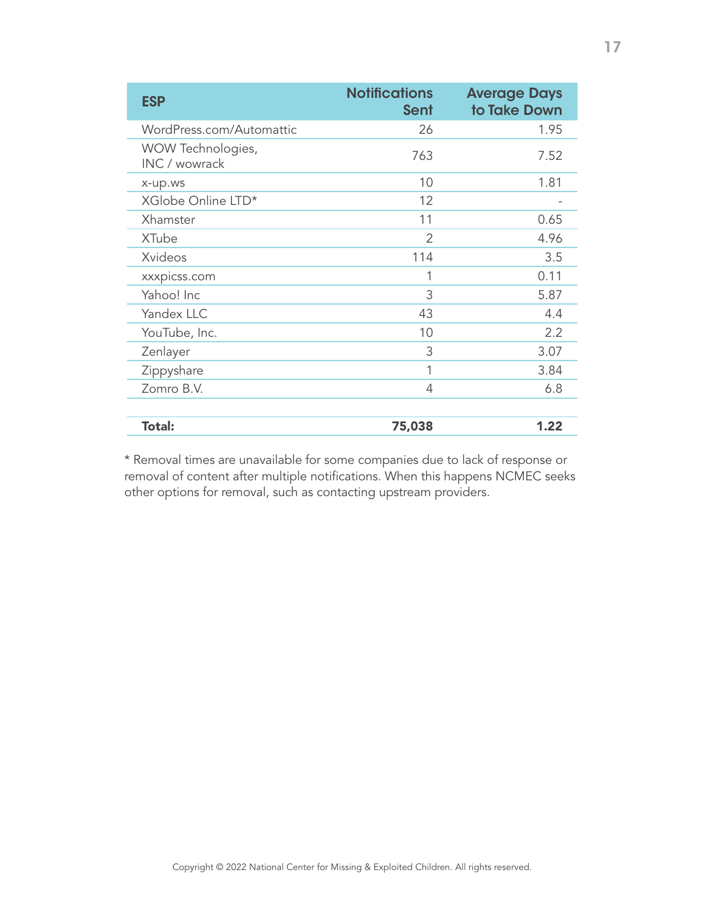| ESP | Notifications Sent | Average Days to Take Down |
|---|---|---|
| WordPress.com/Automattic | 26 | 1.95 |
| WOW Technologies, INC / wowrack | 763 | 7.52 |
| x-up.ws | 10 | 1.81 |
| XGlobe Online LTD* | 12 | - |
| Xhamster | 11 | 0.65 |
| XTube | 2 | 4.96 |
| Xvideos | 114 | 3.5 |
| xxxpicss.com | 1 | 0.11 |
| Yahoo! Inc | 3 | 5.87 |
| Yandex LLC | 43 | 4.4 |
| YouTube, Inc. | 10 | 2.2 |
| Zenlayer | 3 | 3.07 |
| Zippyshare | 1 | 3.84 |
| Zomro B.V. | 4 | 6.8 |
| | | |
| **Total:** | **75,038** | **1.22** |

* Removal times are unavailable for some companies due to lack of response or removal of content after multiple notifications. When this happens NCMEC seeks other options for removal, such as contacting upstream providers.

Copyright © 2022 National Center for Missing & Exploited Children. All rights reserved.